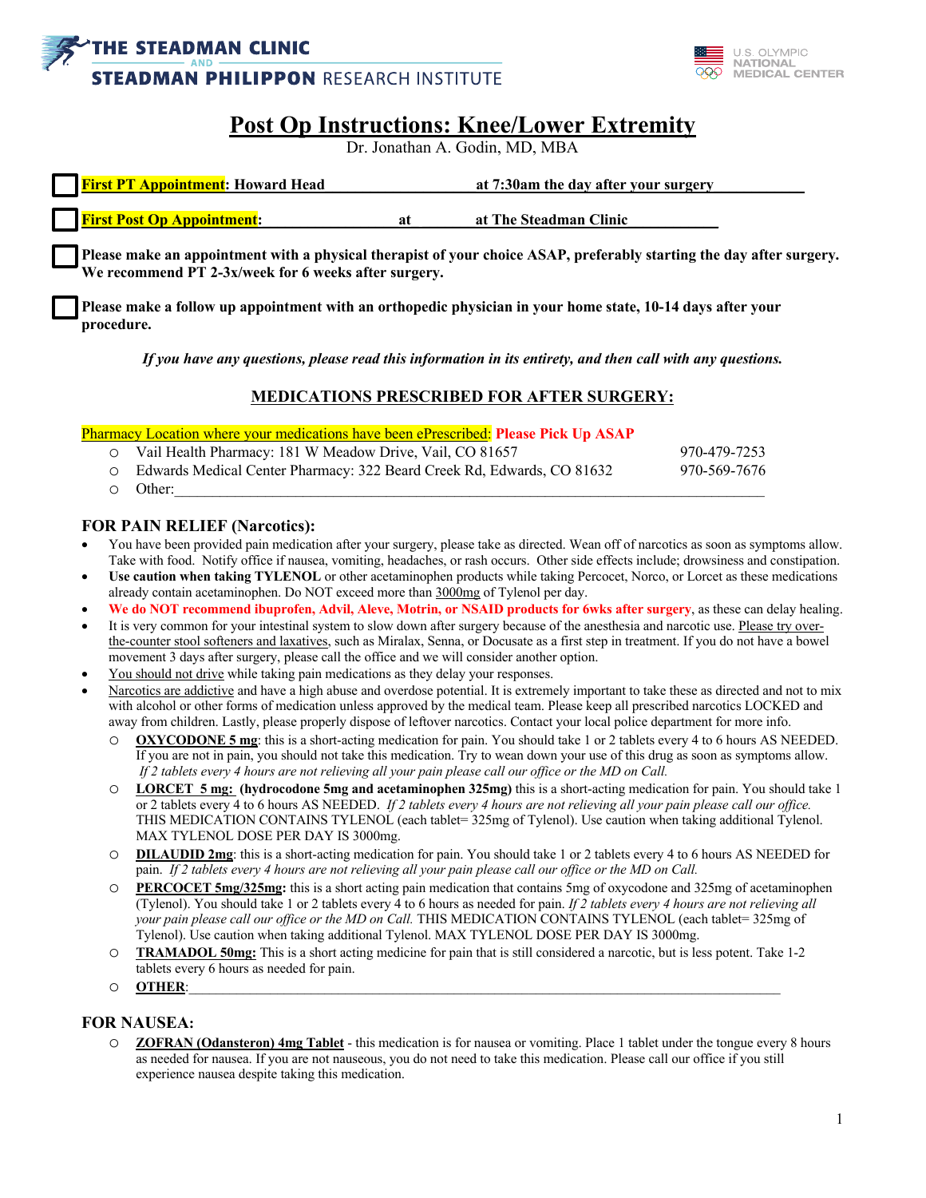THE STEADMAN CLINIC AND STEADMAN PHILIPPON RESEARCH INSTITUTE

U.S. OLYMPIC NATIONAL MEDICAL CENTER

# Post Op Instructions: Knee/Lower Extremity

Dr. Jonathan A. Godin, MD, MBA

- ☐ **First PT Appointment: Howard Head at 7:30am the day after your surgery**
- ☐ **First Post Op Appointment: at at The Steadman Clinic**
- ☐ **Please make an appointment with a physical therapist of your choice ASAP, preferably starting the day after surgery. We recommend PT 2-3x/week for 6 weeks after surgery.**
- ☐ **Please make a follow up appointment with an orthopedic physician in your home state, 10-14 days after your procedure.**

***If you have any questions, please read this information in its entirety, and then call with any questions.***

## MEDICATIONS PRESCRIBED FOR AFTER SURGERY:

Pharmacy Location where your medications have been ePrescribed: **Please Pick Up ASAP**

- Vail Health Pharmacy: 181 W Meadow Drive, Vail, CO 81657 — 970-479-7253
- Edwards Medical Center Pharmacy: 322 Beard Creek Rd, Edwards, CO 81632 — 970-569-7676
- Other:\_\_\_\_\_\_\_\_\_\_\_\_\_\_\_\_\_\_\_\_\_\_\_\_\_\_\_\_\_\_\_\_\_\_\_\_\_\_\_\_\_\_\_\_

### FOR PAIN RELIEF (Narcotics):

- You have been provided pain medication after your surgery, please take as directed. Wean off of narcotics as soon as symptoms allow. Take with food. Notify office if nausea, vomiting, headaches, or rash occurs. Other side effects include; drowsiness and constipation.
- **Use caution when taking TYLENOL** or other acetaminophen products while taking Percocet, Norco, or Lorcet as these medications already contain acetaminophen. Do NOT exceed more than 3000mg of Tylenol per day.
- **We do NOT recommend ibuprofen, Advil, Aleve, Motrin, or NSAID products for 6wks after surgery**, as these can delay healing.
- It is very common for your intestinal system to slow down after surgery because of the anesthesia and narcotic use. Please try over-the-counter stool softeners and laxatives, such as Miralax, Senna, or Docusate as a first step in treatment. If you do not have a bowel movement 3 days after surgery, please call the office and we will consider another option.
- You should not drive while taking pain medications as they delay your responses.
- Narcotics are addictive and have a high abuse and overdose potential. It is extremely important to take these as directed and not to mix with alcohol or other forms of medication unless approved by the medical team. Please keep all prescribed narcotics LOCKED and away from children. Lastly, please properly dispose of leftover narcotics. Contact your local police department for more info.
  - **OXYCODONE 5 mg**: this is a short-acting medication for pain. You should take 1 or 2 tablets every 4 to 6 hours AS NEEDED. If you are not in pain, you should not take this medication. Try to wean down your use of this drug as soon as symptoms allow. *If 2 tablets every 4 hours are not relieving all your pain please call our office or the MD on Call.*
  - **LORCET 5 mg: (hydrocodone 5mg and acetaminophen 325mg)** this is a short-acting medication for pain. You should take 1 or 2 tablets every 4 to 6 hours AS NEEDED. *If 2 tablets every 4 hours are not relieving all your pain please call our office.* THIS MEDICATION CONTAINS TYLENOL (each tablet= 325mg of Tylenol). Use caution when taking additional Tylenol. MAX TYLENOL DOSE PER DAY IS 3000mg.
  - **DILAUDID 2mg**: this is a short-acting medication for pain. You should take 1 or 2 tablets every 4 to 6 hours AS NEEDED for pain. *If 2 tablets every 4 hours are not relieving all your pain please call our office or the MD on Call.*
  - **PERCOCET 5mg/325mg:** this is a short acting pain medication that contains 5mg of oxycodone and 325mg of acetaminophen (Tylenol). You should take 1 or 2 tablets every 4 to 6 hours as needed for pain. *If 2 tablets every 4 hours are not relieving all your pain please call our office or the MD on Call.* THIS MEDICATION CONTAINS TYLENOL (each tablet= 325mg of Tylenol). Use caution when taking additional Tylenol. MAX TYLENOL DOSE PER DAY IS 3000mg.
  - **TRAMADOL 50mg:** This is a short acting medicine for pain that is still considered a narcotic, but is less potent. Take 1-2 tablets every 6 hours as needed for pain.
  - **OTHER**:\_\_\_\_\_\_\_\_\_\_\_\_\_\_\_\_\_\_\_\_\_\_\_\_\_\_\_\_\_\_\_\_\_\_\_\_\_\_\_\_\_\_\_\_

### FOR NAUSEA:

- **ZOFRAN (Odansteron) 4mg Tablet** - this medication is for nausea or vomiting. Place 1 tablet under the tongue every 8 hours as needed for nausea. If you are not nauseous, you do not need to take this medication. Please call our office if you still experience nausea despite taking this medication.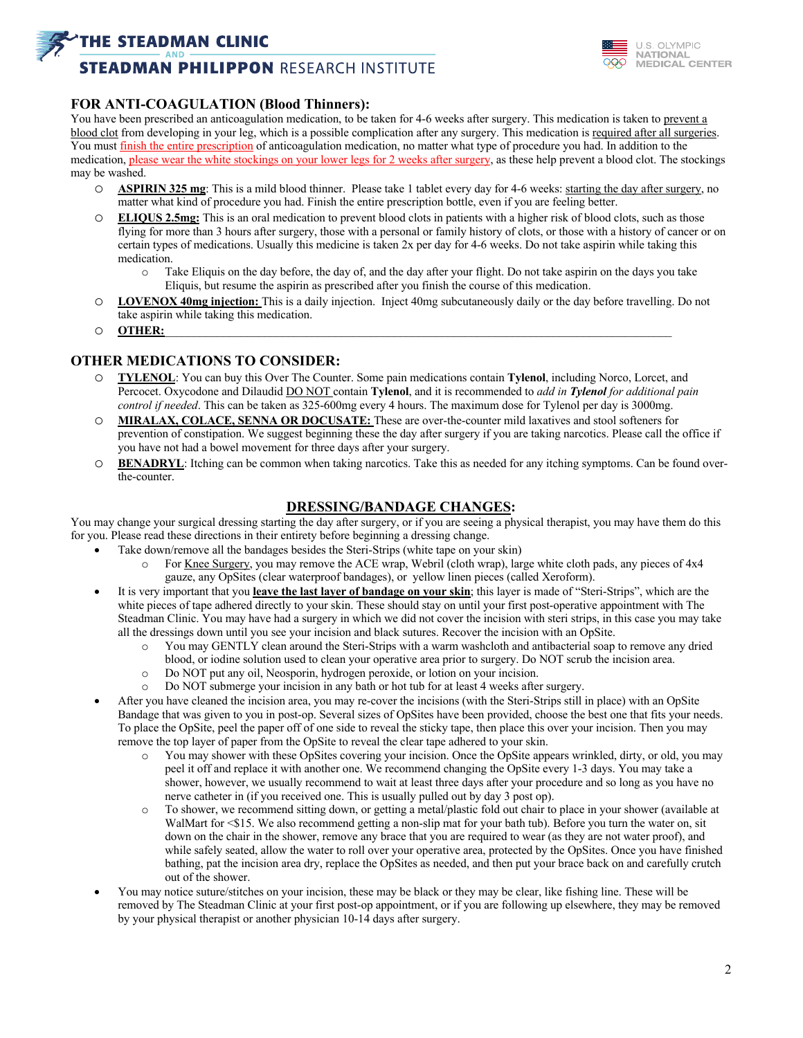## FOR ANTI-COAGULATION (Blood Thinners):

You have been prescribed an anticoagulation medication, to be taken for 4-6 weeks after surgery. This medication is taken to prevent a blood clot from developing in your leg, which is a possible complication after any surgery. This medication is required after all surgeries. You must finish the entire prescription of anticoagulation medication, no matter what type of procedure you had. In addition to the medication, please wear the white stockings on your lower legs for 2 weeks after surgery, as these help prevent a blood clot. The stockings may be washed.

- **ASPIRIN 325 mg**: This is a mild blood thinner. Please take 1 tablet every day for 4-6 weeks: starting the day after surgery, no matter what kind of procedure you had. Finish the entire prescription bottle, even if you are feeling better.
- **ELIQUS 2.5mg:** This is an oral medication to prevent blood clots in patients with a higher risk of blood clots, such as those flying for more than 3 hours after surgery, those with a personal or family history of clots, or those with a history of cancer or on certain types of medications. Usually this medicine is taken 2x per day for 4-6 weeks. Do not take aspirin while taking this medication.
  - Take Eliquis on the day before, the day of, and the day after your flight. Do not take aspirin on the days you take Eliquis, but resume the aspirin as prescribed after you finish the course of this medication.
- **LOVENOX 40mg injection:** This is a daily injection. Inject 40mg subcutaneously daily or the day before travelling. Do not take aspirin while taking this medication.
- **OTHER:** ______________________________________________

## OTHER MEDICATIONS TO CONSIDER:

- **TYLENOL**: You can buy this Over The Counter. Some pain medications contain **Tylenol**, including Norco, Lorcet, and Percocet. Oxycodone and Dilaudid DO NOT contain **Tylenol**, and it is recommended to *add in **Tylenol** for additional pain control if needed*. This can be taken as 325-600mg every 4 hours. The maximum dose for Tylenol per day is 3000mg.
- **MIRALAX, COLACE, SENNA OR DOCUSATE:** These are over-the-counter mild laxatives and stool softeners for prevention of constipation. We suggest beginning these the day after surgery if you are taking narcotics. Please call the office if you have not had a bowel movement for three days after your surgery.
- **BENADRYL**: Itching can be common when taking narcotics. Take this as needed for any itching symptoms. Can be found over-the-counter.

## DRESSING/BANDAGE CHANGES:

You may change your surgical dressing starting the day after surgery, or if you are seeing a physical therapist, you may have them do this for you. Please read these directions in their entirety before beginning a dressing change.

- Take down/remove all the bandages besides the Steri-Strips (white tape on your skin)
  - For Knee Surgery, you may remove the ACE wrap, Webril (cloth wrap), large white cloth pads, any pieces of 4x4 gauze, any OpSites (clear waterproof bandages), or yellow linen pieces (called Xeroform).
- It is very important that you **leave the last layer of bandage on your skin**; this layer is made of "Steri-Strips", which are the white pieces of tape adhered directly to your skin. These should stay on until your first post-operative appointment with The Steadman Clinic. You may have had a surgery in which we did not cover the incision with steri strips, in this case you may take all the dressings down until you see your incision and black sutures. Recover the incision with an OpSite.
  - You may GENTLY clean around the Steri-Strips with a warm washcloth and antibacterial soap to remove any dried blood, or iodine solution used to clean your operative area prior to surgery. Do NOT scrub the incision area.
  - Do NOT put any oil, Neosporin, hydrogen peroxide, or lotion on your incision.
  - Do NOT submerge your incision in any bath or hot tub for at least 4 weeks after surgery.
- After you have cleaned the incision area, you may re-cover the incisions (with the Steri-Strips still in place) with an OpSite Bandage that was given to you in post-op. Several sizes of OpSites have been provided, choose the best one that fits your needs. To place the OpSite, peel the paper off of one side to reveal the sticky tape, then place this over your incision. Then you may remove the top layer of paper from the OpSite to reveal the clear tape adhered to your skin.
  - You may shower with these OpSites covering your incision. Once the OpSite appears wrinkled, dirty, or old, you may peel it off and replace it with another one. We recommend changing the OpSite every 1-3 days. You may take a shower, however, we usually recommend to wait at least three days after your procedure and so long as you have no nerve catheter in (if you received one. This is usually pulled out by day 3 post op).
  - To shower, we recommend sitting down, or getting a metal/plastic fold out chair to place in your shower (available at WalMart for <$15. We also recommend getting a non-slip mat for your bath tub). Before you turn the water on, sit down on the chair in the shower, remove any brace that you are required to wear (as they are not water proof), and while safely seated, allow the water to roll over your operative area, protected by the OpSites. Once you have finished bathing, pat the incision area dry, replace the OpSites as needed, and then put your brace back on and carefully crutch out of the shower.
- You may notice suture/stitches on your incision, these may be black or they may be clear, like fishing line. These will be removed by The Steadman Clinic at your first post-op appointment, or if you are following up elsewhere, they may be removed by your physical therapist or another physician 10-14 days after surgery.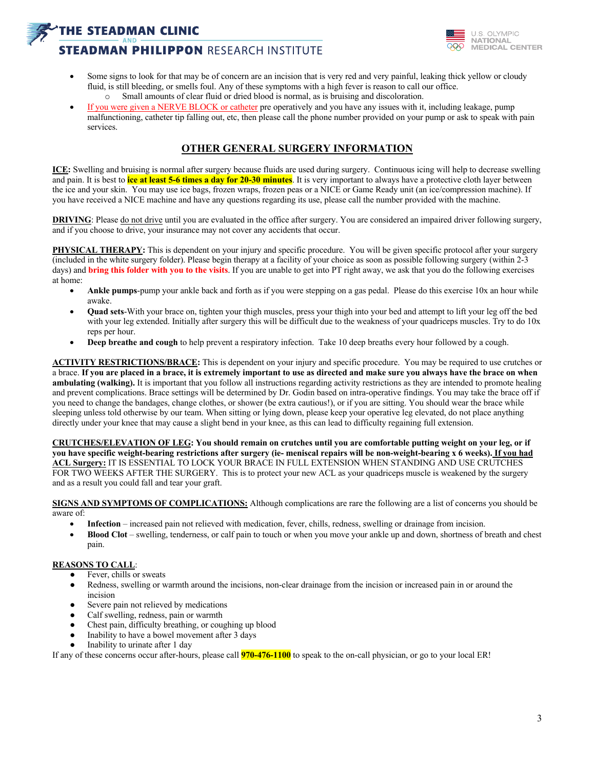- Some signs to look for that may be of concern are an incision that is very red and very painful, leaking thick yellow or cloudy fluid, is still bleeding, or smells foul. Any of these symptoms with a high fever is reason to call our office.
    - Small amounts of clear fluid or dried blood is normal, as is bruising and discoloration.
- If you were given a NERVE BLOCK or catheter pre operatively and you have any issues with it, including leakage, pump malfunctioning, catheter tip falling out, etc, then please call the phone number provided on your pump or ask to speak with pain services.

## OTHER GENERAL SURGERY INFORMATION

**ICE:** Swelling and bruising is normal after surgery because fluids are used during surgery. Continuous icing will help to decrease swelling and pain. It is best to **ice at least 5-6 times a day for 20-30 minutes**. It is very important to always have a protective cloth layer between the ice and your skin. You may use ice bags, frozen wraps, frozen peas or a NICE or Game Ready unit (an ice/compression machine). If you have received a NICE machine and have any questions regarding its use, please call the number provided with the machine.

**DRIVING**: Please do not drive until you are evaluated in the office after surgery. You are considered an impaired driver following surgery, and if you choose to drive, your insurance may not cover any accidents that occur.

**PHYSICAL THERAPY:** This is dependent on your injury and specific procedure. You will be given specific protocol after your surgery (included in the white surgery folder). Please begin therapy at a facility of your choice as soon as possible following surgery (within 2-3 days) and **bring this folder with you to the visits**. If you are unable to get into PT right away, we ask that you do the following exercises at home:

- **Ankle pumps**-pump your ankle back and forth as if you were stepping on a gas pedal. Please do this exercise 10x an hour while awake.
- **Quad sets**-With your brace on, tighten your thigh muscles, press your thigh into your bed and attempt to lift your leg off the bed with your leg extended. Initially after surgery this will be difficult due to the weakness of your quadriceps muscles. Try to do 10x reps per hour.
- **Deep breathe and cough** to help prevent a respiratory infection. Take 10 deep breaths every hour followed by a cough.

**ACTIVITY RESTRICTIONS/BRACE:** This is dependent on your injury and specific procedure. You may be required to use crutches or a brace. **If you are placed in a brace, it is extremely important to use as directed and make sure you always have the brace on when ambulating (walking).** It is important that you follow all instructions regarding activity restrictions as they are intended to promote healing and prevent complications. Brace settings will be determined by Dr. Godin based on intra-operative findings. You may take the brace off if you need to change the bandages, change clothes, or shower (be extra cautious!), or if you are sitting. You should wear the brace while sleeping unless told otherwise by our team. When sitting or lying down, please keep your operative leg elevated, do not place anything directly under your knee that may cause a slight bend in your knee, as this can lead to difficulty regaining full extension.

**CRUTCHES/ELEVATION OF LEG: You should remain on crutches until you are comfortable putting weight on your leg, or if you have specific weight-bearing restrictions after surgery (ie- meniscal repairs will be non-weight-bearing x 6 weeks). If you had ACL Surgery:** IT IS ESSENTIAL TO LOCK YOUR BRACE IN FULL EXTENSION WHEN STANDING AND USE CRUTCHES FOR TWO WEEKS AFTER THE SURGERY. This is to protect your new ACL as your quadriceps muscle is weakened by the surgery and as a result you could fall and tear your graft.

**SIGNS AND SYMPTOMS OF COMPLICATIONS:** Although complications are rare the following are a list of concerns you should be aware of:

- **Infection** – increased pain not relieved with medication, fever, chills, redness, swelling or drainage from incision.
- **Blood Clot** – swelling, tenderness, or calf pain to touch or when you move your ankle up and down, shortness of breath and chest pain.

**REASONS TO CALL**:

- Fever, chills or sweats
- Redness, swelling or warmth around the incisions, non-clear drainage from the incision or increased pain in or around the incision
- Severe pain not relieved by medications
- Calf swelling, redness, pain or warmth
- Chest pain, difficulty breathing, or coughing up blood
- Inability to have a bowel movement after 3 days
- Inability to urinate after 1 day

If any of these concerns occur after-hours, please call **970-476-1100** to speak to the on-call physician, or go to your local ER!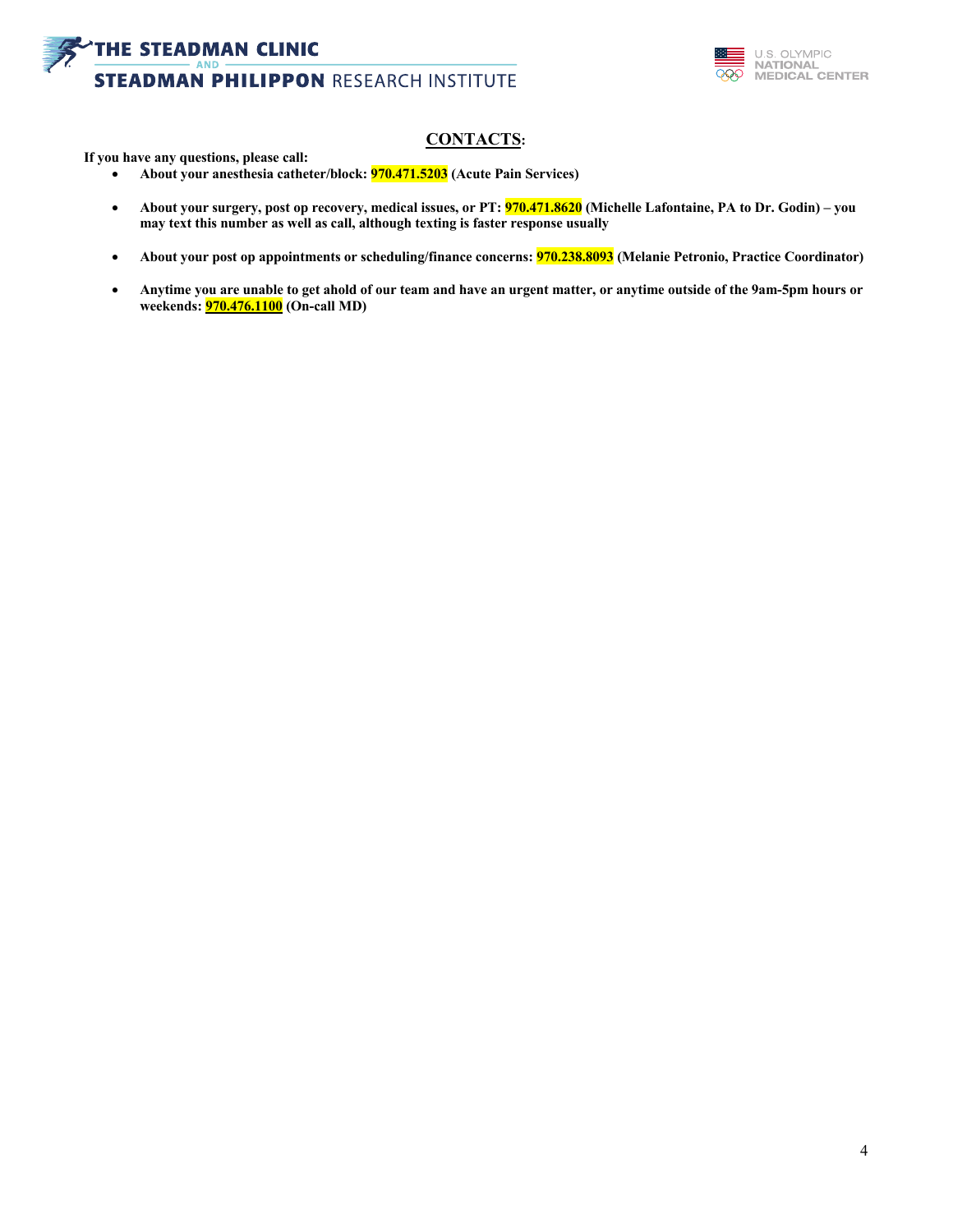## CONTACTS:

**If you have any questions, please call:**

- **About your anesthesia catheter/block: 970.471.5203 (Acute Pain Services)**
- **About your surgery, post op recovery, medical issues, or PT: 970.471.8620 (Michelle Lafontaine, PA to Dr. Godin) – you may text this number as well as call, although texting is faster response usually**
- **About your post op appointments or scheduling/finance concerns: 970.238.8093 (Melanie Petronio, Practice Coordinator)**
- **Anytime you are unable to get ahold of our team and have an urgent matter, or anytime outside of the 9am-5pm hours or weekends: 970.476.1100 (On-call MD)**